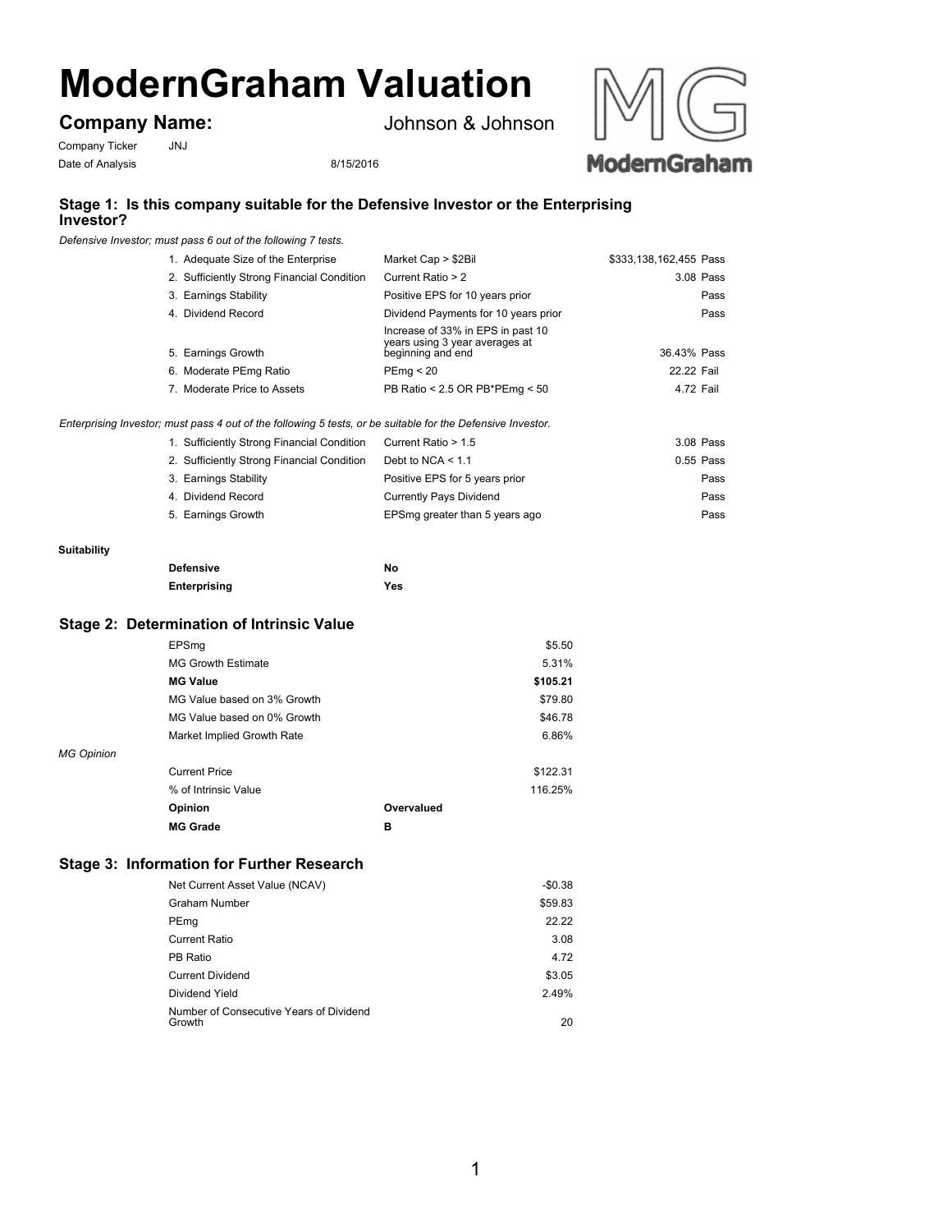# ModernGraham Valuation

## Company Name: Johnson & Johnson

Company Ticker JNJ

Date of Analysis 8/15/2016

### Stage 1: Is this company suitable for the Defensive Investor or the Enterprising Investor?

*Defensive Investor; must pass 6 out of the following 7 tests.*

| Test | Criteria | Value | Result |
|---|---|---|---|
| 1. Adequate Size of the Enterprise | Market Cap > $2Bil | $333,138,162,455 | Pass |
| 2. Sufficiently Strong Financial Condition | Current Ratio > 2 | 3.08 | Pass |
| 3. Earnings Stability | Positive EPS for 10 years prior | | Pass |
| 4. Dividend Record | Dividend Payments for 10 years prior | | Pass |
| 5. Earnings Growth | Increase of 33% in EPS in past 10 years using 3 year averages at beginning and end | 36.43% | Pass |
| 6. Moderate PEmg Ratio | PEmg < 20 | 22.22 | Fail |
| 7. Moderate Price to Assets | PB Ratio < 2.5 OR PB*PEmg < 50 | 4.72 | Fail |

*Enterprising Investor; must pass 4 out of the following 5 tests, or be suitable for the Defensive Investor.*

| Test | Criteria | Value | Result |
|---|---|---|---|
| 1. Sufficiently Strong Financial Condition | Current Ratio > 1.5 | 3.08 | Pass |
| 2. Sufficiently Strong Financial Condition | Debt to NCA < 1.1 | 0.55 | Pass |
| 3. Earnings Stability | Positive EPS for 5 years prior | | Pass |
| 4. Dividend Record | Currently Pays Dividend | | Pass |
| 5. Earnings Growth | EPSmg greater than 5 years ago | | Pass |

**Suitability**

| | |
|---|---|
| **Defensive** | **No** |
| **Enterprising** | **Yes** |

### Stage 2: Determination of Intrinsic Value

| | | |
|---|---|---|
| EPSmg | | $5.50 |
| MG Growth Estimate | | 5.31% |
| **MG Value** | | **$105.21** |
| MG Value based on 3% Growth | | $79.80 |
| MG Value based on 0% Growth | | $46.78 |
| Market Implied Growth Rate | | 6.86% |

*MG Opinion*

| | | |
|---|---|---|
| Current Price | | $122.31 |
| % of Intrinsic Value | | 116.25% |
| **Opinion** | **Overvalued** | |
| **MG Grade** | **B** | |

### Stage 3: Information for Further Research

| | |
|---|---|
| Net Current Asset Value (NCAV) | -$0.38 |
| Graham Number | $59.83 |
| PEmg | 22.22 |
| Current Ratio | 3.08 |
| PB Ratio | 4.72 |
| Current Dividend | $3.05 |
| Dividend Yield | 2.49% |
| Number of Consecutive Years of Dividend Growth | 20 |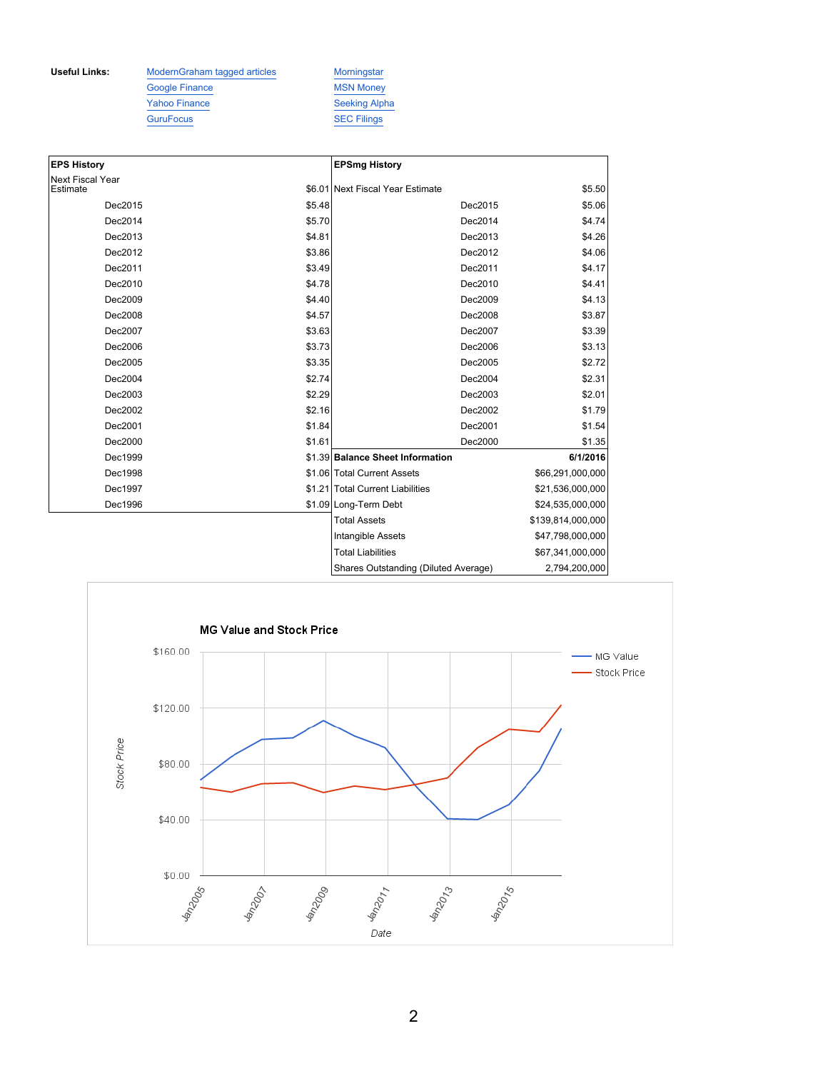**Useful Links:**

- ModernGraham tagged articles
- Google Finance
- Yahoo Finance
- GuruFocus
- Morningstar
- MSN Money
- Seeking Alpha
- SEC Filings

| EPS History | |
|---|---|
| Next Fiscal Year Estimate | $6.01 |
| Dec2015 | $5.48 |
| Dec2014 | $5.70 |
| Dec2013 | $4.81 |
| Dec2012 | $3.86 |
| Dec2011 | $3.49 |
| Dec2010 | $4.78 |
| Dec2009 | $4.40 |
| Dec2008 | $4.57 |
| Dec2007 | $3.63 |
| Dec2006 | $3.73 |
| Dec2005 | $3.35 |
| Dec2004 | $2.74 |
| Dec2003 | $2.29 |
| Dec2002 | $2.16 |
| Dec2001 | $1.84 |
| Dec2000 | $1.61 |
| Dec1999 | $1.39 |
| Dec1998 | $1.06 |
| Dec1997 | $1.21 |
| Dec1996 | $1.09 |

| EPSmg History | |
|---|---|
| Next Fiscal Year Estimate | $5.50 |
| Dec2015 | $5.06 |
| Dec2014 | $4.74 |
| Dec2013 | $4.26 |
| Dec2012 | $4.06 |
| Dec2011 | $4.17 |
| Dec2010 | $4.41 |
| Dec2009 | $4.13 |
| Dec2008 | $3.87 |
| Dec2007 | $3.39 |
| Dec2006 | $3.13 |
| Dec2005 | $2.72 |
| Dec2004 | $2.31 |
| Dec2003 | $2.01 |
| Dec2002 | $1.79 |
| Dec2001 | $1.54 |
| Dec2000 | $1.35 |

| Balance Sheet Information | 6/1/2016 |
|---|---|
| Total Current Assets | $66,291,000,000 |
| Total Current Liabilities | $21,536,000,000 |
| Long-Term Debt | $24,535,000,000 |
| Total Assets | $139,814,000,000 |
| Intangible Assets | $47,798,000,000 |
| Total Liabilities | $67,341,000,000 |
| Shares Outstanding (Diluted Average) | 2,794,200,000 |

**MG Value and Stock Price**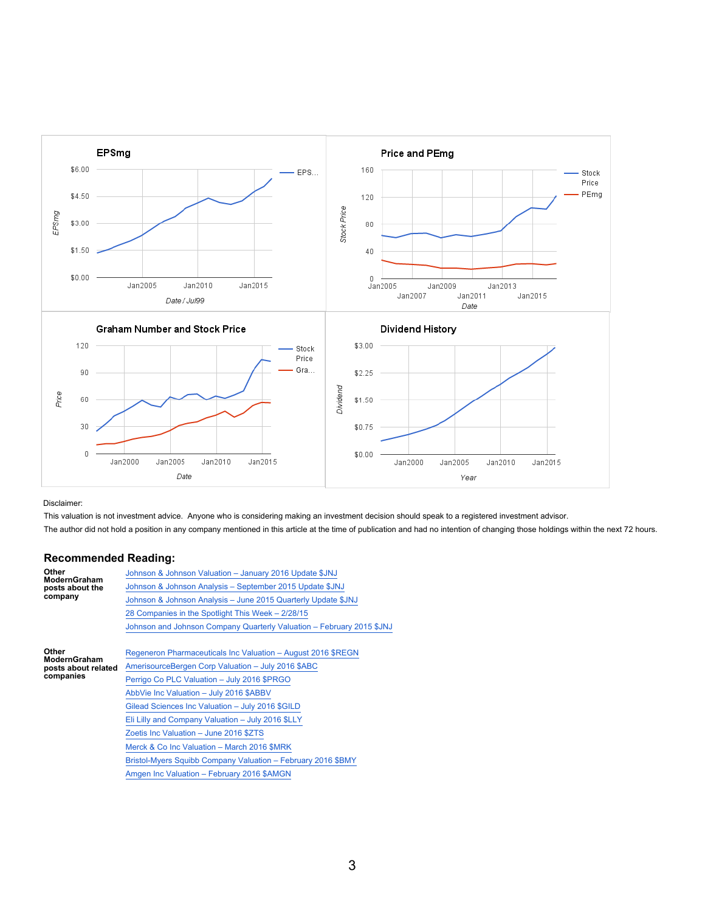EPSmg

$6.00
$4.50
$3.00
$1.50
$0.00

EPSmg

Jan2005 Jan2010 Jan2015

Date / Jul99

EPS...

Price and PEmg

160
120
80
40
0

Stock Price

Jan2005 Jan2007 Jan2009 Jan2011 Jan2013 Jan2015

Date

Stock Price
PEmg

Graham Number and Stock Price

120
90
60
30
0

Price

Jan2000 Jan2005 Jan2010 Jan2015

Date

Stock Price
Gra...

Dividend History

$3.00
$2.25
$1.50
$0.75
$0.00

Dividend

Jan2000 Jan2005 Jan2010 Jan2015

Year

Disclaimer:

This valuation is not investment advice. Anyone who is considering making an investment decision should speak to a registered investment advisor.

The author did not hold a position in any company mentioned in this article at the time of publication and had no intention of changing those holdings within the next 72 hours.

## Recommended Reading:

**Other ModernGraham posts about the company**

- Johnson & Johnson Valuation – January 2016 Update $JNJ
- Johnson & Johnson Analysis – September 2015 Update $JNJ
- Johnson & Johnson Analysis – June 2015 Quarterly Update $JNJ
- 28 Companies in the Spotlight This Week – 2/28/15
- Johnson and Johnson Company Quarterly Valuation – February 2015 $JNJ

**Other ModernGraham posts about related companies**

- Regeneron Pharmaceuticals Inc Valuation – August 2016 $REGN
- AmerisourceBergen Corp Valuation – July 2016 $ABC
- Perrigo Co PLC Valuation – July 2016 $PRGO
- AbbVie Inc Valuation – July 2016 $ABBV
- Gilead Sciences Inc Valuation – July 2016 $GILD
- Eli Lilly and Company Valuation – July 2016 $LLY
- Zoetis Inc Valuation – June 2016 $ZTS
- Merck & Co Inc Valuation – March 2016 $MRK
- Bristol-Myers Squibb Company Valuation – February 2016 $BMY
- Amgen Inc Valuation – February 2016 $AMGN